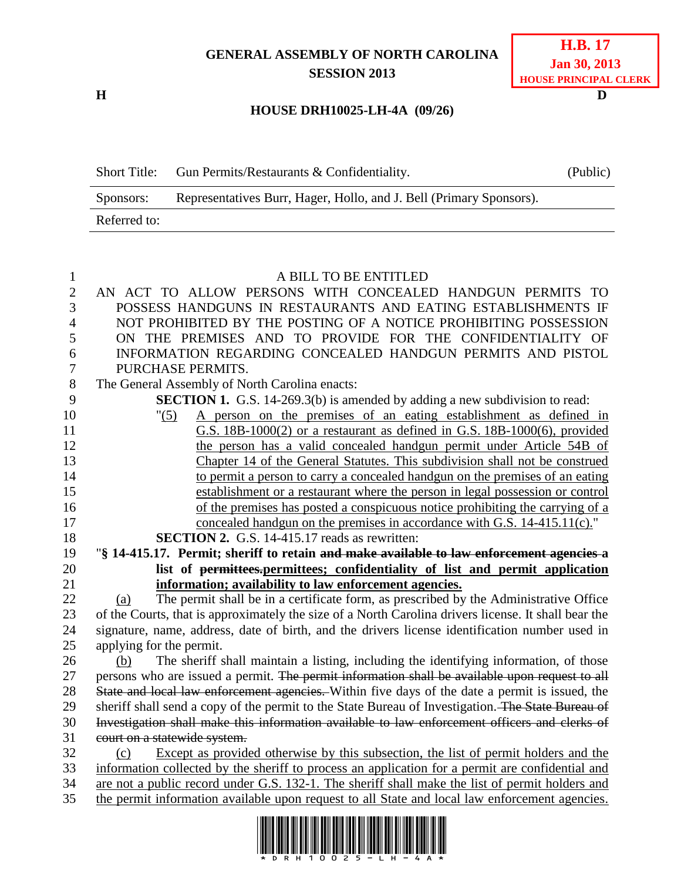**GENERAL ASSEMBLY OF NORTH CAROLINA**
**SESSION 2013**

**H.B. 17**
**Jan 30, 2013**
**HOUSE PRINCIPAL CLERK**

**H** **D**

**HOUSE DRH10025-LH-4A (09/26)**

| Short Title: | Gun Permits/Restaurants & Confidentiality. | (Public) |
|---|---|---|
| Sponsors: | Representatives Burr, Hager, Hollo, and J. Bell (Primary Sponsors). | |
| Referred to: | | |

A BILL TO BE ENTITLED

AN ACT TO ALLOW PERSONS WITH CONCEALED HANDGUN PERMITS TO POSSESS HANDGUNS IN RESTAURANTS AND EATING ESTABLISHMENTS IF NOT PROHIBITED BY THE POSTING OF A NOTICE PROHIBITING POSSESSION ON THE PREMISES AND TO PROVIDE FOR THE CONFIDENTIALITY OF INFORMATION REGARDING CONCEALED HANDGUN PERMITS AND PISTOL PURCHASE PERMITS.

The General Assembly of North Carolina enacts:

**SECTION 1.** G.S. 14-269.3(b) is amended by adding a new subdivision to read:

"(5) A person on the premises of an eating establishment as defined in G.S. 18B-1000(2) or a restaurant as defined in G.S. 18B-1000(6), provided the person has a valid concealed handgun permit under Article 54B of Chapter 14 of the General Statutes. This subdivision shall not be construed to permit a person to carry a concealed handgun on the premises of an eating establishment or a restaurant where the person in legal possession or control of the premises has posted a conspicuous notice prohibiting the carrying of a concealed handgun on the premises in accordance with G.S. 14-415.11(c)."

**SECTION 2.** G.S. 14-415.17 reads as rewritten:

"**§ 14-415.17. Permit; sheriff to retain ~~and make available to law enforcement agencies a~~ list of ~~permittees.~~permittees; confidentiality of list and permit application information; availability to law enforcement agencies.**

(a) The permit shall be in a certificate form, as prescribed by the Administrative Office of the Courts, that is approximately the size of a North Carolina drivers license. It shall bear the signature, name, address, date of birth, and the drivers license identification number used in applying for the permit.

(b) The sheriff shall maintain a listing, including the identifying information, of those persons who are issued a permit. ~~The permit information shall be available upon request to all State and local law enforcement agencies.~~ Within five days of the date a permit is issued, the sheriff shall send a copy of the permit to the State Bureau of Investigation. ~~The State Bureau of Investigation shall make this information available to law enforcement officers and clerks of court on a statewide system.~~

(c) Except as provided otherwise by this subsection, the list of permit holders and the information collected by the sheriff to process an application for a permit are confidential and are not a public record under G.S. 132-1. The sheriff shall make the list of permit holders and the permit information available upon request to all State and local law enforcement agencies.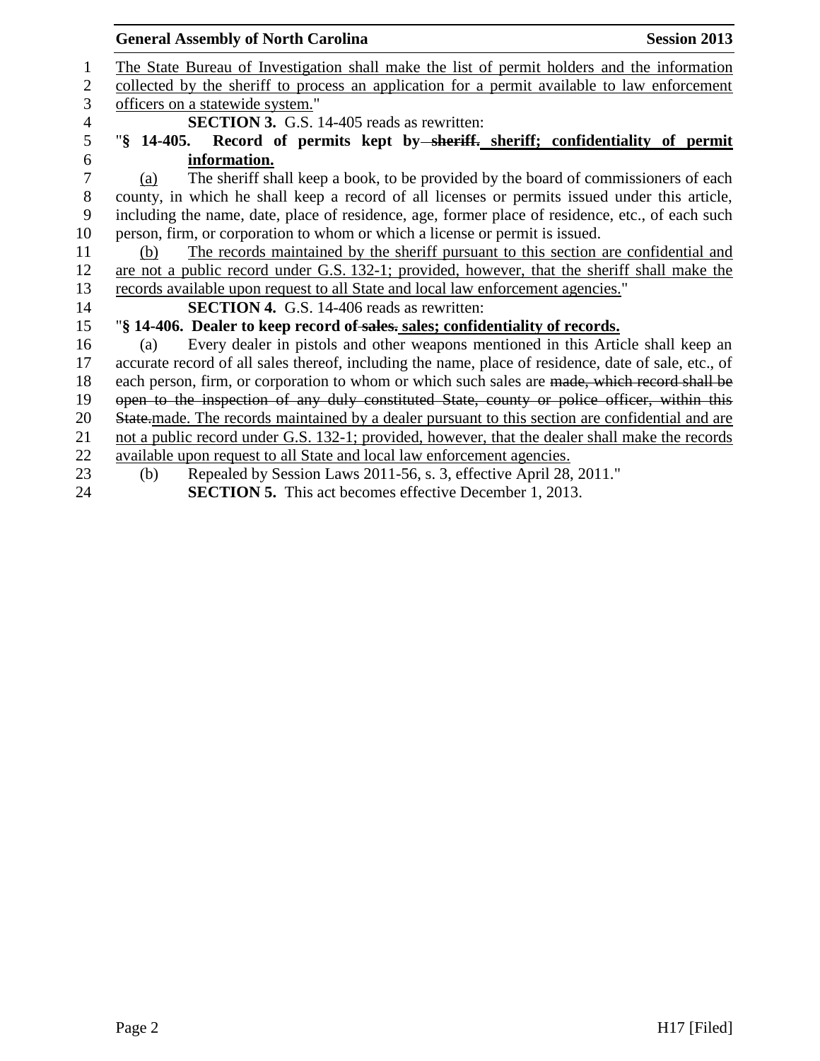The State Bureau of Investigation shall make the list of permit holders and the information collected by the sheriff to process an application for a permit available to law enforcement officers on a statewide system."

**SECTION 3.** G.S. 14-405 reads as rewritten:

"**§ 14-405. Record of permits kept by ~~sheriff.~~ sheriff; confidentiality of permit information.**

(a) The sheriff shall keep a book, to be provided by the board of commissioners of each county, in which he shall keep a record of all licenses or permits issued under this article, including the name, date, place of residence, age, former place of residence, etc., of each such person, firm, or corporation to whom or which a license or permit is issued.

(b) The records maintained by the sheriff pursuant to this section are confidential and are not a public record under G.S. 132-1; provided, however, that the sheriff shall make the records available upon request to all State and local law enforcement agencies."

**SECTION 4.** G.S. 14-406 reads as rewritten:

"**§ 14-406. Dealer to keep record of ~~sales.~~ sales; confidentiality of records.**

(a) Every dealer in pistols and other weapons mentioned in this Article shall keep an accurate record of all sales thereof, including the name, place of residence, date of sale, etc., of each person, firm, or corporation to whom or which such sales are ~~made, which record shall be open to the inspection of any duly constituted State, county or police officer, within this State.~~made. The records maintained by a dealer pursuant to this section are confidential and are not a public record under G.S. 132-1; provided, however, that the dealer shall make the records available upon request to all State and local law enforcement agencies.

(b) Repealed by Session Laws 2011-56, s. 3, effective April 28, 2011."

**SECTION 5.** This act becomes effective December 1, 2013.